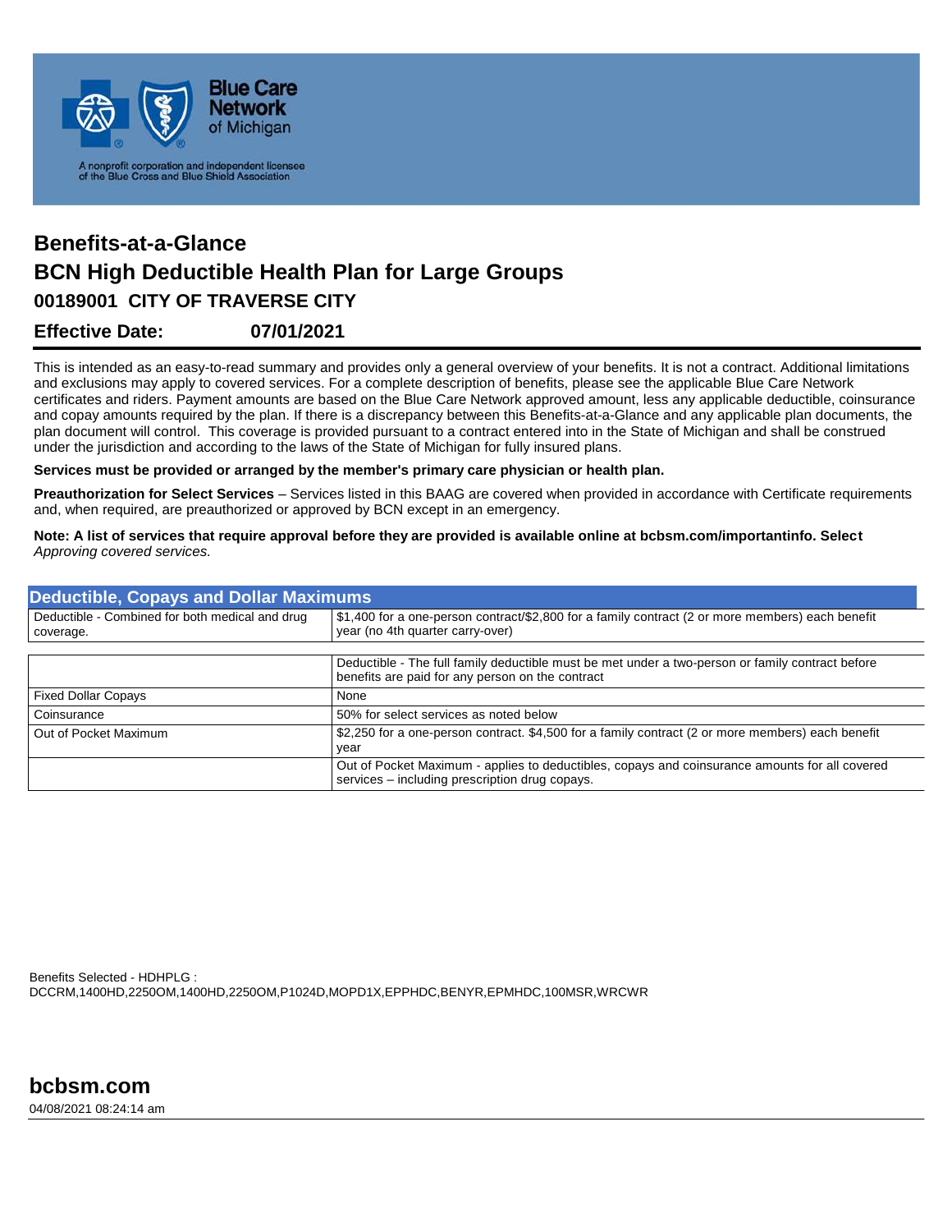Blue Care Network of Michigan

A nonprofit corporation and independent licensee of the Blue Cross and Blue Shield Association

# Benefits-at-a-Glance

## BCN High Deductible Health Plan for Large Groups

### 00189001 CITY OF TRAVERSE CITY

### Effective Date: 07/01/2021

This is intended as an easy-to-read summary and provides only a general overview of your benefits. It is not a contract. Additional limitations and exclusions may apply to covered services. For a complete description of benefits, please see the applicable Blue Care Network certificates and riders. Payment amounts are based on the Blue Care Network approved amount, less any applicable deductible, coinsurance and copay amounts required by the plan. If there is a discrepancy between this Benefits-at-a-Glance and any applicable plan documents, the plan document will control. This coverage is provided pursuant to a contract entered into in the State of Michigan and shall be construed under the jurisdiction and according to the laws of the State of Michigan for fully insured plans.

**Services must be provided or arranged by the member's primary care physician or health plan.**

**Preauthorization for Select Services** – Services listed in this BAAG are covered when provided in accordance with Certificate requirements and, when required, are preauthorized or approved by BCN except in an emergency.

**Note: A list of services that require approval before they are provided is available online at bcbsm.com/importantinfo. Select** *Approving covered services.*

| Deductible, Copays and Dollar Maximums | |
|---|---|
| Deductible - Combined for both medical and drug coverage. | $1,400 for a one-person contract/$2,800 for a family contract (2 or more members) each benefit year (no 4th quarter carry-over) |
| | Deductible - The full family deductible must be met under a two-person or family contract before benefits are paid for any person on the contract |
| Fixed Dollar Copays | None |
| Coinsurance | 50% for select services as noted below |
| Out of Pocket Maximum | $2,250 for a one-person contract. $4,500 for a family contract (2 or more members) each benefit year |
| | Out of Pocket Maximum - applies to deductibles, copays and coinsurance amounts for all covered services – including prescription drug copays. |

Benefits Selected - HDHPLG :
DCCRM,1400HD,2250OM,1400HD,2250OM,P1024D,MOPD1X,EPPHDC,BENYR,EPMHDC,100MSR,WRCWR

bcbsm.com

04/08/2021 08:24:14 am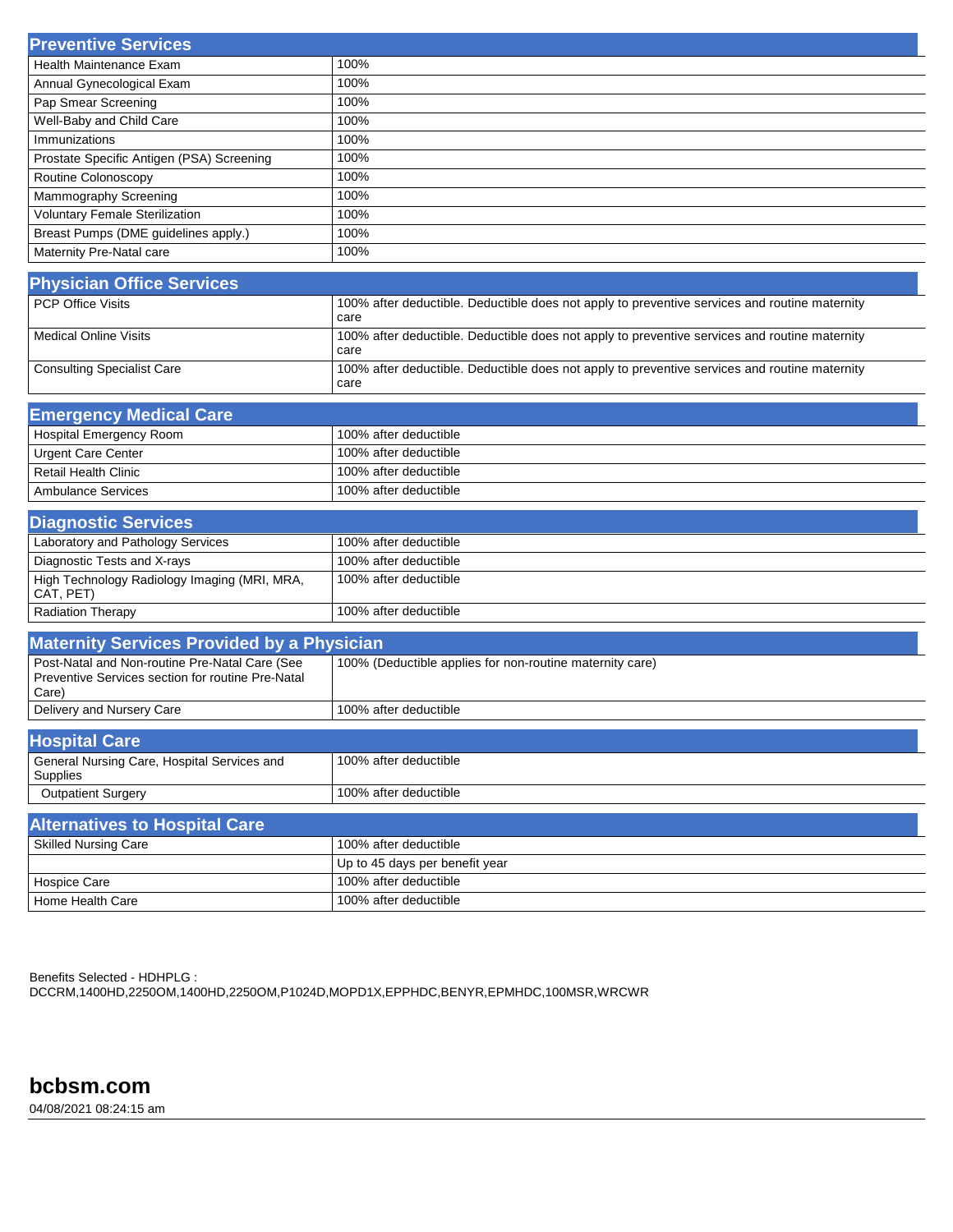## Preventive Services

| | |
|---|---|
| Health Maintenance Exam | 100% |
| Annual Gynecological Exam | 100% |
| Pap Smear Screening | 100% |
| Well-Baby and Child Care | 100% |
| Immunizations | 100% |
| Prostate Specific Antigen (PSA) Screening | 100% |
| Routine Colonoscopy | 100% |
| Mammography Screening | 100% |
| Voluntary Female Sterilization | 100% |
| Breast Pumps (DME guidelines apply.) | 100% |
| Maternity Pre-Natal care | 100% |

## Physician Office Services

| | |
|---|---|
| PCP Office Visits | 100% after deductible. Deductible does not apply to preventive services and routine maternity care |
| Medical Online Visits | 100% after deductible. Deductible does not apply to preventive services and routine maternity care |
| Consulting Specialist Care | 100% after deductible. Deductible does not apply to preventive services and routine maternity care |

## Emergency Medical Care

| | |
|---|---|
| Hospital Emergency Room | 100% after deductible |
| Urgent Care Center | 100% after deductible |
| Retail Health Clinic | 100% after deductible |
| Ambulance Services | 100% after deductible |

## Diagnostic Services

| | |
|---|---|
| Laboratory and Pathology Services | 100% after deductible |
| Diagnostic Tests and X-rays | 100% after deductible |
| High Technology Radiology Imaging (MRI, MRA, CAT, PET) | 100% after deductible |
| Radiation Therapy | 100% after deductible |

## Maternity Services Provided by a Physician

| | |
|---|---|
| Post-Natal and Non-routine Pre-Natal Care (See Preventive Services section for routine Pre-Natal Care) | 100% (Deductible applies for non-routine maternity care) |
| Delivery and Nursery Care | 100% after deductible |

## Hospital Care

| | |
|---|---|
| General Nursing Care, Hospital Services and Supplies | 100% after deductible |
| Outpatient Surgery | 100% after deductible |

## Alternatives to Hospital Care

| | |
|---|---|
| Skilled Nursing Care | 100% after deductible |
| | Up to 45 days per benefit year |
| Hospice Care | 100% after deductible |
| Home Health Care | 100% after deductible |

Benefits Selected - HDHPLG :
DCCRM,1400HD,2250OM,1400HD,2250OM,P1024D,MOPD1X,EPPHDC,BENYR,EPMHDC,100MSR,WRCWR

**bcbsm.com**

04/08/2021 08:24:15 am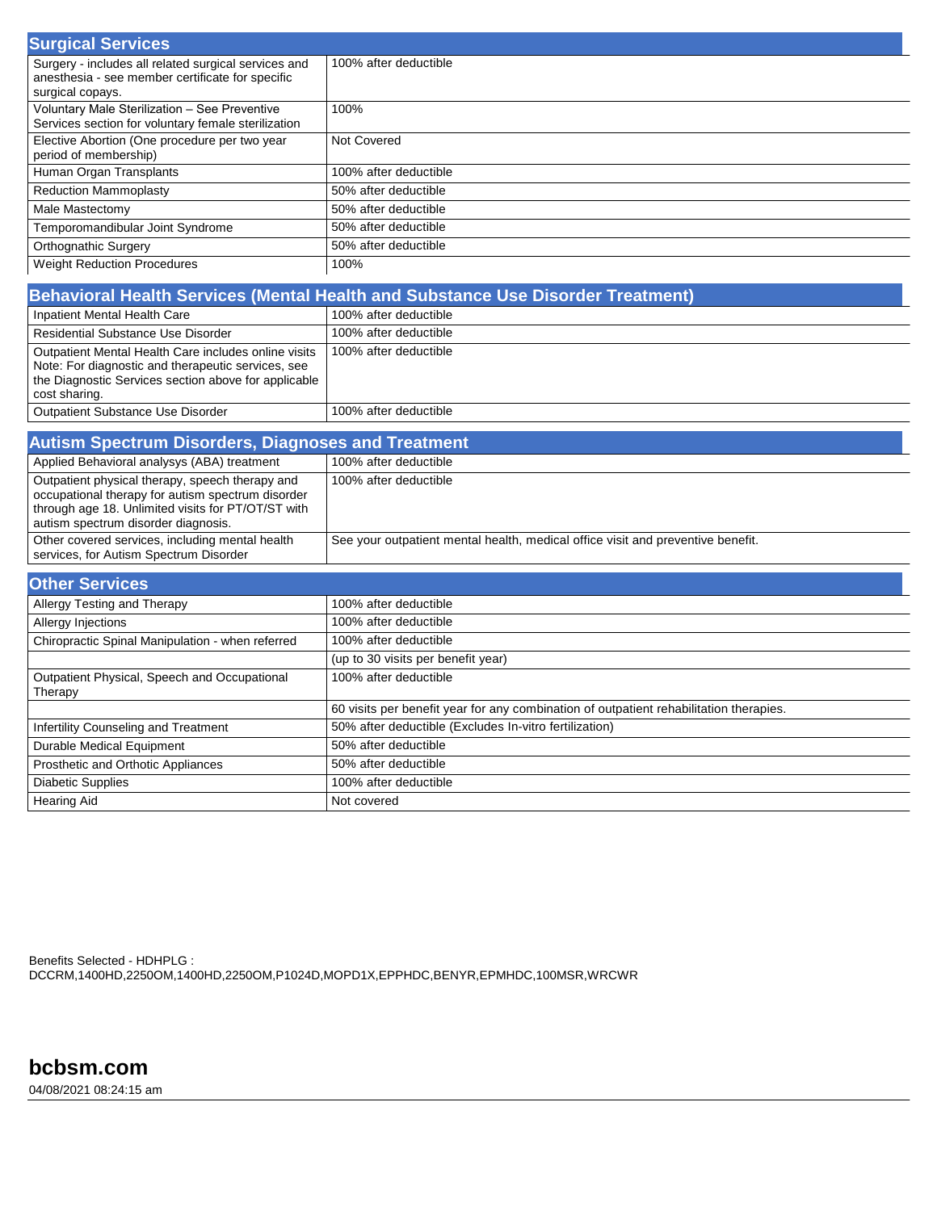## Surgical Services

| Surgical Services | |
|---|---|
| Surgery - includes all related surgical services and anesthesia - see member certificate for specific surgical copays. | 100% after deductible |
| Voluntary Male Sterilization – See Preventive Services section for voluntary female sterilization | 100% |
| Elective Abortion (One procedure per two year period of membership) | Not Covered |
| Human Organ Transplants | 100% after deductible |
| Reduction Mammoplasty | 50% after deductible |
| Male Mastectomy | 50% after deductible |
| Temporomandibular Joint Syndrome | 50% after deductible |
| Orthognathic Surgery | 50% after deductible |
| Weight Reduction Procedures | 100% |

## Behavioral Health Services (Mental Health and Substance Use Disorder Treatment)

| Behavioral Health Services | |
|---|---|
| Inpatient Mental Health Care | 100% after deductible |
| Residential Substance Use Disorder | 100% after deductible |
| Outpatient Mental Health Care includes online visits Note: For diagnostic and therapeutic services, see the Diagnostic Services section above for applicable cost sharing. | 100% after deductible |
| Outpatient Substance Use Disorder | 100% after deductible |

## Autism Spectrum Disorders, Diagnoses and Treatment

| Autism Spectrum Disorders, Diagnoses and Treatment | |
|---|---|
| Applied Behavioral analysys (ABA) treatment | 100% after deductible |
| Outpatient physical therapy, speech therapy and occupational therapy for autism spectrum disorder through age 18. Unlimited visits for PT/OT/ST with autism spectrum disorder diagnosis. | 100% after deductible |
| Other covered services, including mental health services, for Autism Spectrum Disorder | See your outpatient mental health, medical office visit and preventive benefit. |

## Other Services

| Other Services | |
|---|---|
| Allergy Testing and Therapy | 100% after deductible |
| Allergy Injections | 100% after deductible |
| Chiropractic Spinal Manipulation - when referred | 100% after deductible |
| | (up to 30 visits per benefit year) |
| Outpatient Physical, Speech and Occupational Therapy | 100% after deductible |
| | 60 visits per benefit year for any combination of outpatient rehabilitation therapies. |
| Infertility Counseling and Treatment | 50% after deductible (Excludes In-vitro fertilization) |
| Durable Medical Equipment | 50% after deductible |
| Prosthetic and Orthotic Appliances | 50% after deductible |
| Diabetic Supplies | 100% after deductible |
| Hearing Aid | Not covered |

Benefits Selected - HDHPLG :
DCCRM,1400HD,2250OM,1400HD,2250OM,P1024D,MOPD1X,EPPHDC,BENYR,EPMHDC,100MSR,WRCWR

**bcbsm.com**

04/08/2021 08:24:15 am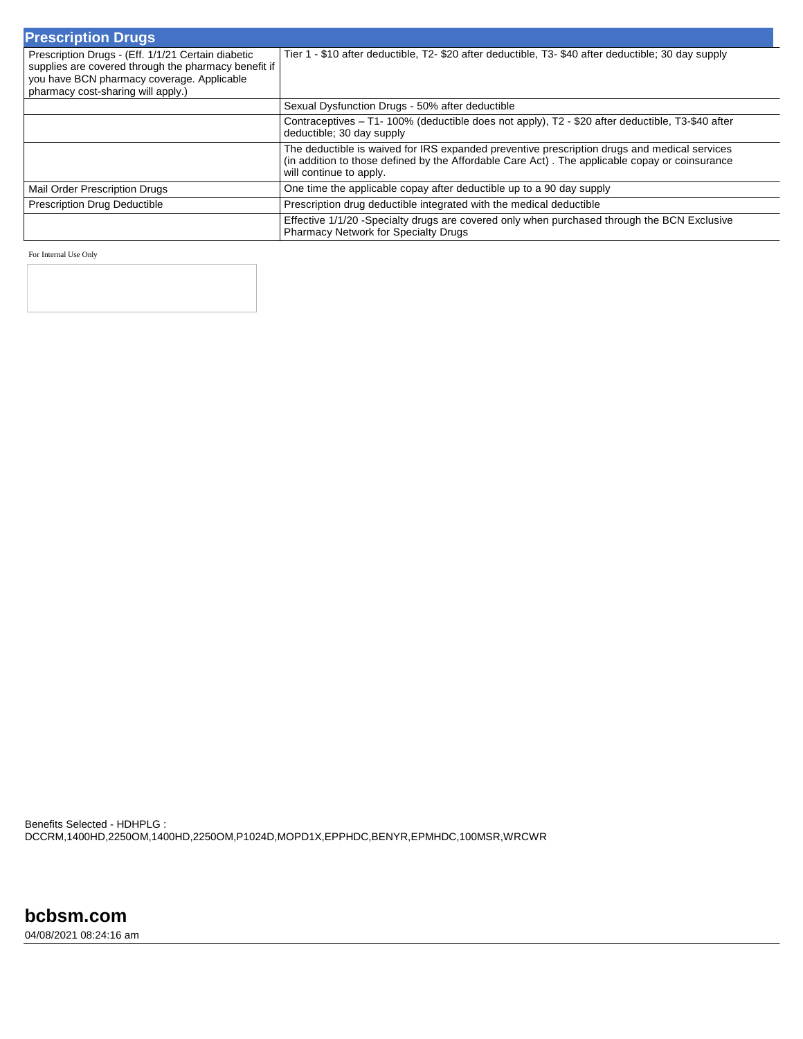## Prescription Drugs

| | |
|---|---|
| Prescription Drugs - (Eff. 1/1/21 Certain diabetic supplies are covered through the pharmacy benefit if you have BCN pharmacy coverage. Applicable pharmacy cost-sharing will apply.) | Tier 1 - $10 after deductible, T2- $20 after deductible, T3- $40 after deductible; 30 day supply |
| | Sexual Dysfunction Drugs - 50% after deductible |
| | Contraceptives – T1- 100% (deductible does not apply), T2 - $20 after deductible, T3-$40 after deductible; 30 day supply |
| | The deductible is waived for IRS expanded preventive prescription drugs and medical services (in addition to those defined by the Affordable Care Act) . The applicable copay or coinsurance will continue to apply. |
| Mail Order Prescription Drugs | One time the applicable copay after deductible up to a 90 day supply |
| Prescription Drug Deductible | Prescription drug deductible integrated with the medical deductible |
| | Effective 1/1/20 -Specialty drugs are covered only when purchased through the BCN Exclusive Pharmacy Network for Specialty Drugs |

For Internal Use Only

Benefits Selected - HDHPLG : DCCRM,1400HD,2250OM,1400HD,2250OM,P1024D,MOPD1X,EPPHDC,BENYR,EPMHDC,100MSR,WRCWR

**bcbsm.com**

04/08/2021 08:24:16 am